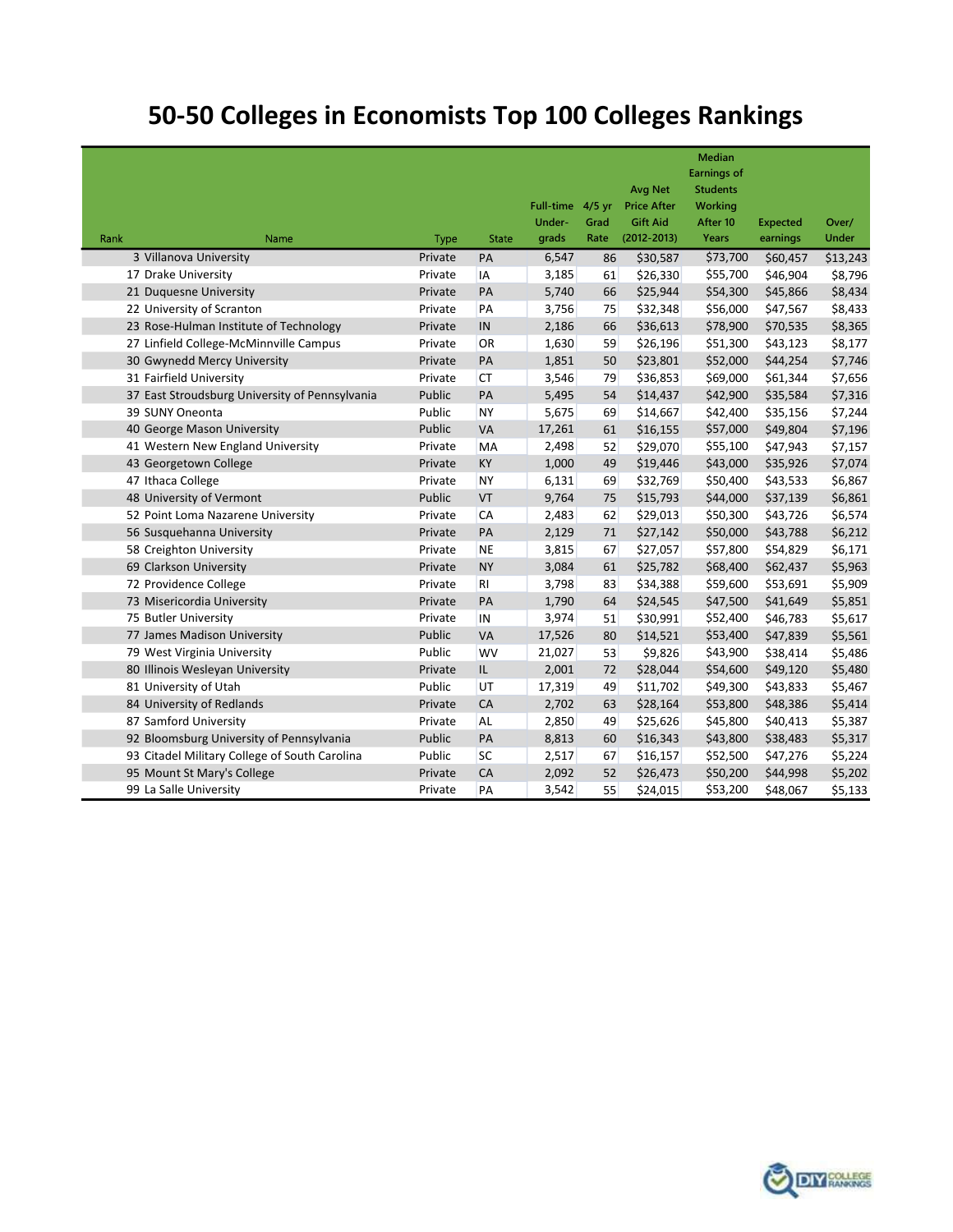# 50-50 Colleges in Economists Top 100 Colleges Rankings

| Rank | Name | Type | State | Full-time Under-grads | 4/5 yr Grad Rate | Avg Net Price After Gift Aid (2012-2013) | Median Earnings of Students Working After 10 Years | Expected earnings | Over/ Under |
|---|---|---|---|---|---|---|---|---|---|
| 3 | Villanova University | Private | PA | 6,547 | 86 | $30,587 | $73,700 | $60,457 | $13,243 |
| 17 | Drake University | Private | IA | 3,185 | 61 | $26,330 | $55,700 | $46,904 | $8,796 |
| 21 | Duquesne University | Private | PA | 5,740 | 66 | $25,944 | $54,300 | $45,866 | $8,434 |
| 22 | University of Scranton | Private | PA | 3,756 | 75 | $32,348 | $56,000 | $47,567 | $8,433 |
| 23 | Rose-Hulman Institute of Technology | Private | IN | 2,186 | 66 | $36,613 | $78,900 | $70,535 | $8,365 |
| 27 | Linfield College-McMinnville Campus | Private | OR | 1,630 | 59 | $26,196 | $51,300 | $43,123 | $8,177 |
| 30 | Gwynedd Mercy University | Private | PA | 1,851 | 50 | $23,801 | $52,000 | $44,254 | $7,746 |
| 31 | Fairfield University | Private | CT | 3,546 | 79 | $36,853 | $69,000 | $61,344 | $7,656 |
| 37 | East Stroudsburg University of Pennsylvania | Public | PA | 5,495 | 54 | $14,437 | $42,900 | $35,584 | $7,316 |
| 39 | SUNY Oneonta | Public | NY | 5,675 | 69 | $14,667 | $42,400 | $35,156 | $7,244 |
| 40 | George Mason University | Public | VA | 17,261 | 61 | $16,155 | $57,000 | $49,804 | $7,196 |
| 41 | Western New England University | Private | MA | 2,498 | 52 | $29,070 | $55,100 | $47,943 | $7,157 |
| 43 | Georgetown College | Private | KY | 1,000 | 49 | $19,446 | $43,000 | $35,926 | $7,074 |
| 47 | Ithaca College | Private | NY | 6,131 | 69 | $32,769 | $50,400 | $43,533 | $6,867 |
| 48 | University of Vermont | Public | VT | 9,764 | 75 | $15,793 | $44,000 | $37,139 | $6,861 |
| 52 | Point Loma Nazarene University | Private | CA | 2,483 | 62 | $29,013 | $50,300 | $43,726 | $6,574 |
| 56 | Susquehanna University | Private | PA | 2,129 | 71 | $27,142 | $50,000 | $43,788 | $6,212 |
| 58 | Creighton University | Private | NE | 3,815 | 67 | $27,057 | $57,800 | $54,829 | $6,171 |
| 69 | Clarkson University | Private | NY | 3,084 | 61 | $25,782 | $68,400 | $62,437 | $5,963 |
| 72 | Providence College | Private | RI | 3,798 | 83 | $34,388 | $59,600 | $53,691 | $5,909 |
| 73 | Misericordia University | Private | PA | 1,790 | 64 | $24,545 | $47,500 | $41,649 | $5,851 |
| 75 | Butler University | Private | IN | 3,974 | 51 | $30,991 | $52,400 | $46,783 | $5,617 |
| 77 | James Madison University | Public | VA | 17,526 | 80 | $14,521 | $53,400 | $47,839 | $5,561 |
| 79 | West Virginia University | Public | WV | 21,027 | 53 | $9,826 | $43,900 | $38,414 | $5,486 |
| 80 | Illinois Wesleyan University | Private | IL | 2,001 | 72 | $28,044 | $54,600 | $49,120 | $5,480 |
| 81 | University of Utah | Public | UT | 17,319 | 49 | $11,702 | $49,300 | $43,833 | $5,467 |
| 84 | University of Redlands | Private | CA | 2,702 | 63 | $28,164 | $53,800 | $48,386 | $5,414 |
| 87 | Samford University | Private | AL | 2,850 | 49 | $25,626 | $45,800 | $40,413 | $5,387 |
| 92 | Bloomsburg University of Pennsylvania | Public | PA | 8,813 | 60 | $16,343 | $43,800 | $38,483 | $5,317 |
| 93 | Citadel Military College of South Carolina | Public | SC | 2,517 | 67 | $16,157 | $52,500 | $47,276 | $5,224 |
| 95 | Mount St Mary's College | Private | CA | 2,092 | 52 | $26,473 | $50,200 | $44,998 | $5,202 |
| 99 | La Salle University | Private | PA | 3,542 | 55 | $24,015 | $53,200 | $48,067 | $5,133 |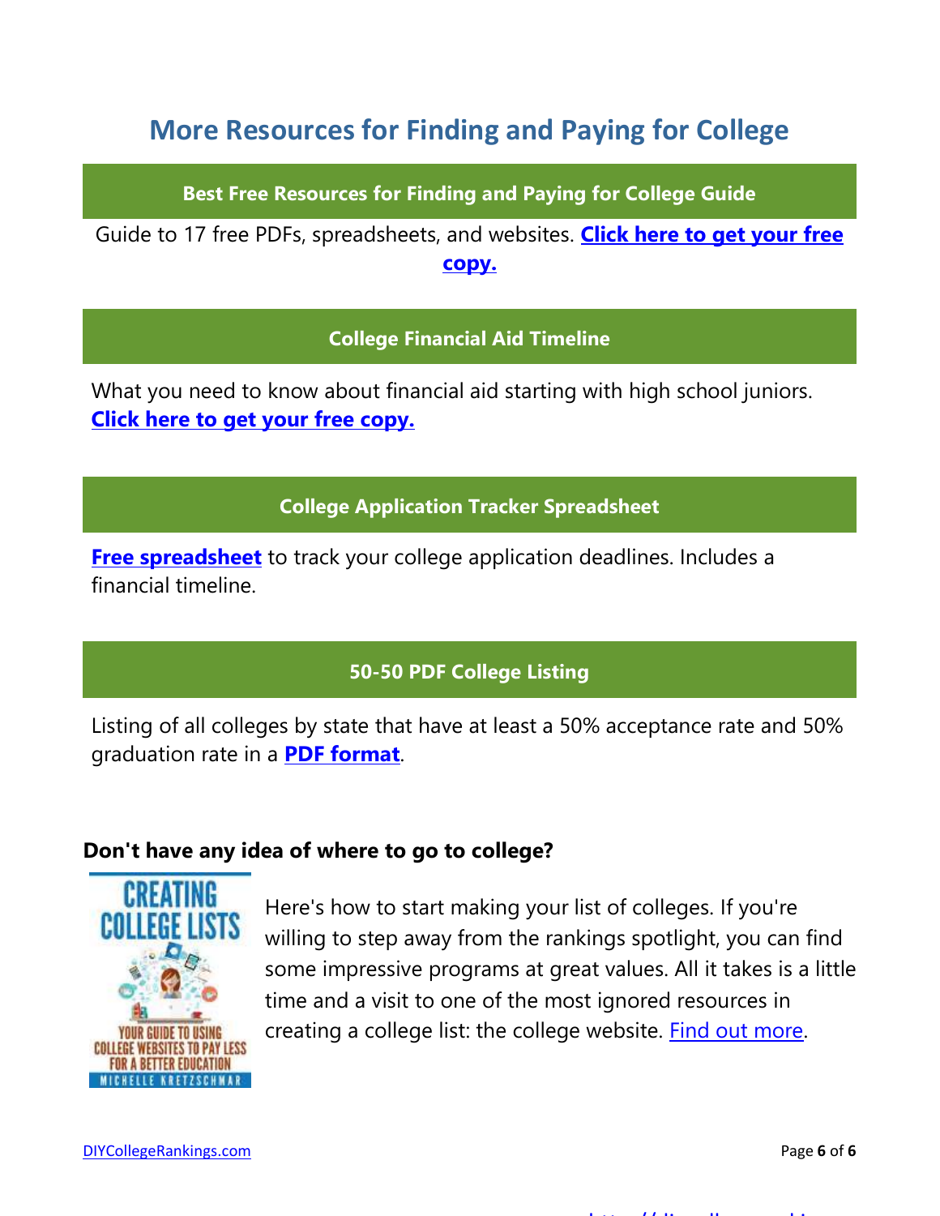# More Resources for Finding and Paying for College

**Best Free Resources for Finding and Paying for College Guide**

Guide to 17 free PDFs, spreadsheets, and websites. **Click here to get your free copy.**

**College Financial Aid Timeline**

What you need to know about financial aid starting with high school juniors. **Click here to get your free copy.**

**College Application Tracker Spreadsheet**

**Free spreadsheet** to track your college application deadlines. Includes a financial timeline.

**50-50 PDF College Listing**

Listing of all colleges by state that have at least a 50% acceptance rate and 50% graduation rate in a **PDF format**.

**Don't have any idea of where to go to college?**

CREATING COLLEGE LISTS
YOUR GUIDE TO USING COLLEGE WEBSITES TO PAY LESS FOR A BETTER EDUCATION
MICHELLE KRETZSCHMAR

Here's how to start making your list of colleges. If you're willing to step away from the rankings spotlight, you can find some impressive programs at great values. All it takes is a little time and a visit to one of the most ignored resources in creating a college list: the college website. Find out more.